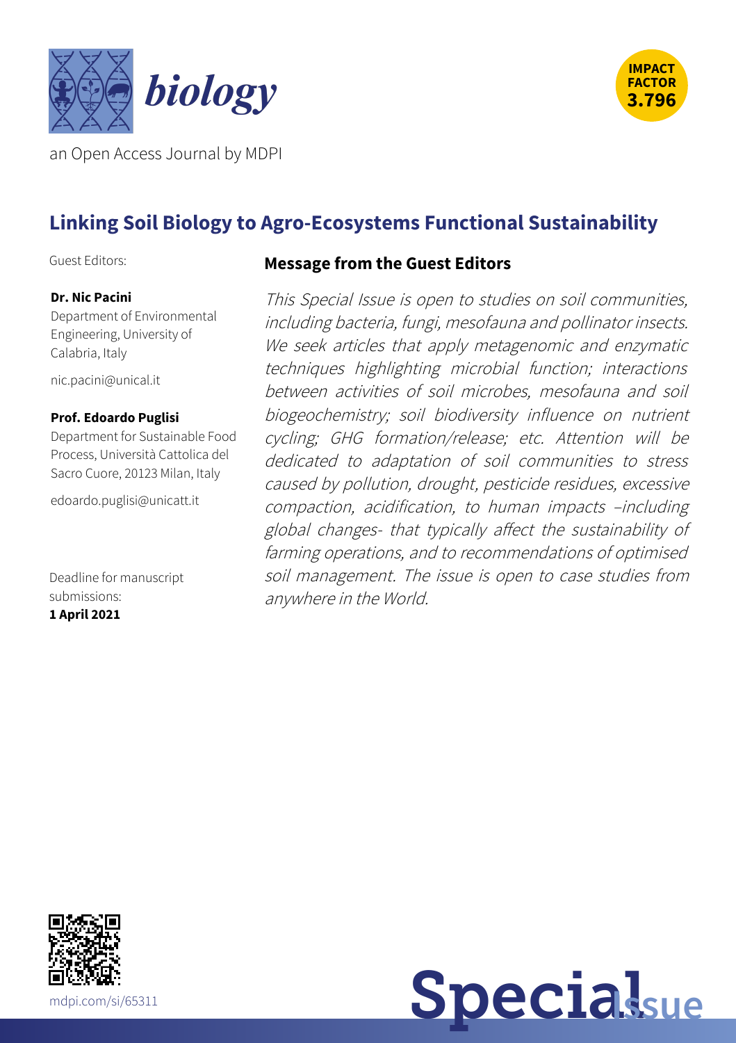**biology**

an Open Access Journal by MDPI

**IMPACT FACTOR 3.796**

# Linking Soil Biology to Agro-Ecosystems Functional Sustainability

Guest Editors:

**Dr. Nic Pacini**
Department of Environmental Engineering, University of Calabria, Italy

nic.pacini@unical.it

**Prof. Edoardo Puglisi**
Department for Sustainable Food Process, Università Cattolica del Sacro Cuore, 20123 Milan, Italy

edoardo.puglisi@unicatt.it

Deadline for manuscript submissions:
**1 April 2021**

## Message from the Guest Editors

*This Special Issue is open to studies on soil communities, including bacteria, fungi, mesofauna and pollinator insects. We seek articles that apply metagenomic and enzymatic techniques highlighting microbial function; interactions between activities of soil microbes, mesofauna and soil biogeochemistry; soil biodiversity influence on nutrient cycling; GHG formation/release; etc. Attention will be dedicated to adaptation of soil communities to stress caused by pollution, drought, pesticide residues, excessive compaction, acidification, to human impacts –including global changes- that typically affect the sustainability of farming operations, and to recommendations of optimised soil management. The issue is open to case studies from anywhere in the World.*

mdpi.com/si/65311

**Special Issue**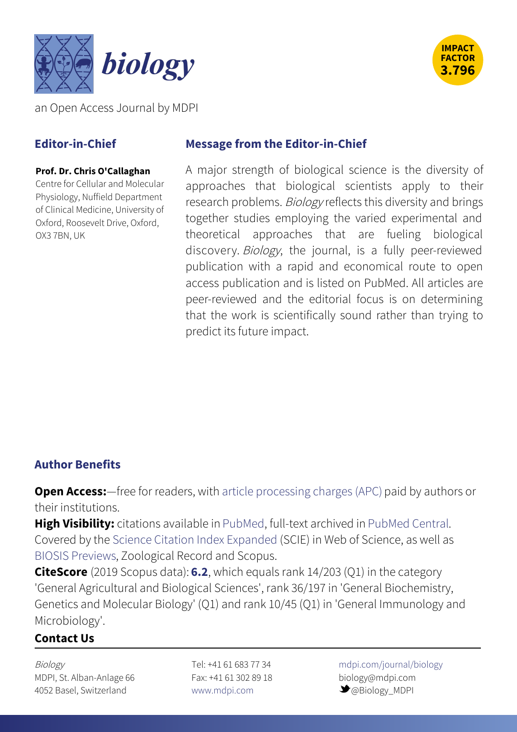**biology**

**IMPACT FACTOR 3.796**

an Open Access Journal by MDPI

## Editor-in-Chief

**Prof. Dr. Chris O'Callaghan**
Centre for Cellular and Molecular Physiology, Nuffield Department of Clinical Medicine, University of Oxford, Roosevelt Drive, Oxford, OX3 7BN, UK

## Message from the Editor-in-Chief

A major strength of biological science is the diversity of approaches that biological scientists apply to their research problems. *Biology* reflects this diversity and brings together studies employing the varied experimental and theoretical approaches that are fueling biological discovery. *Biology*, the journal, is a fully peer-reviewed publication with a rapid and economical route to open access publication and is listed on PubMed. All articles are peer-reviewed and the editorial focus is on determining that the work is scientifically sound rather than trying to predict its future impact.

## Author Benefits

**Open Access:**—free for readers, with article processing charges (APC) paid by authors or their institutions.
**High Visibility:** citations available in PubMed, full-text archived in PubMed Central. Covered by the Science Citation Index Expanded (SCIE) in Web of Science, as well as BIOSIS Previews, Zoological Record and Scopus.
**CiteScore** (2019 Scopus data): **6.2**, which equals rank 14/203 (Q1) in the category 'General Agricultural and Biological Sciences', rank 36/197 in 'General Biochemistry, Genetics and Molecular Biology' (Q1) and rank 10/45 (Q1) in 'General Immunology and Microbiology'.

## Contact Us

*Biology*
MDPI, St. Alban-Anlage 66
4052 Basel, Switzerland

Tel: +41 61 683 77 34
Fax: +41 61 302 89 18
www.mdpi.com

mdpi.com/journal/biology
biology@mdpi.com
@Biology_MDPI